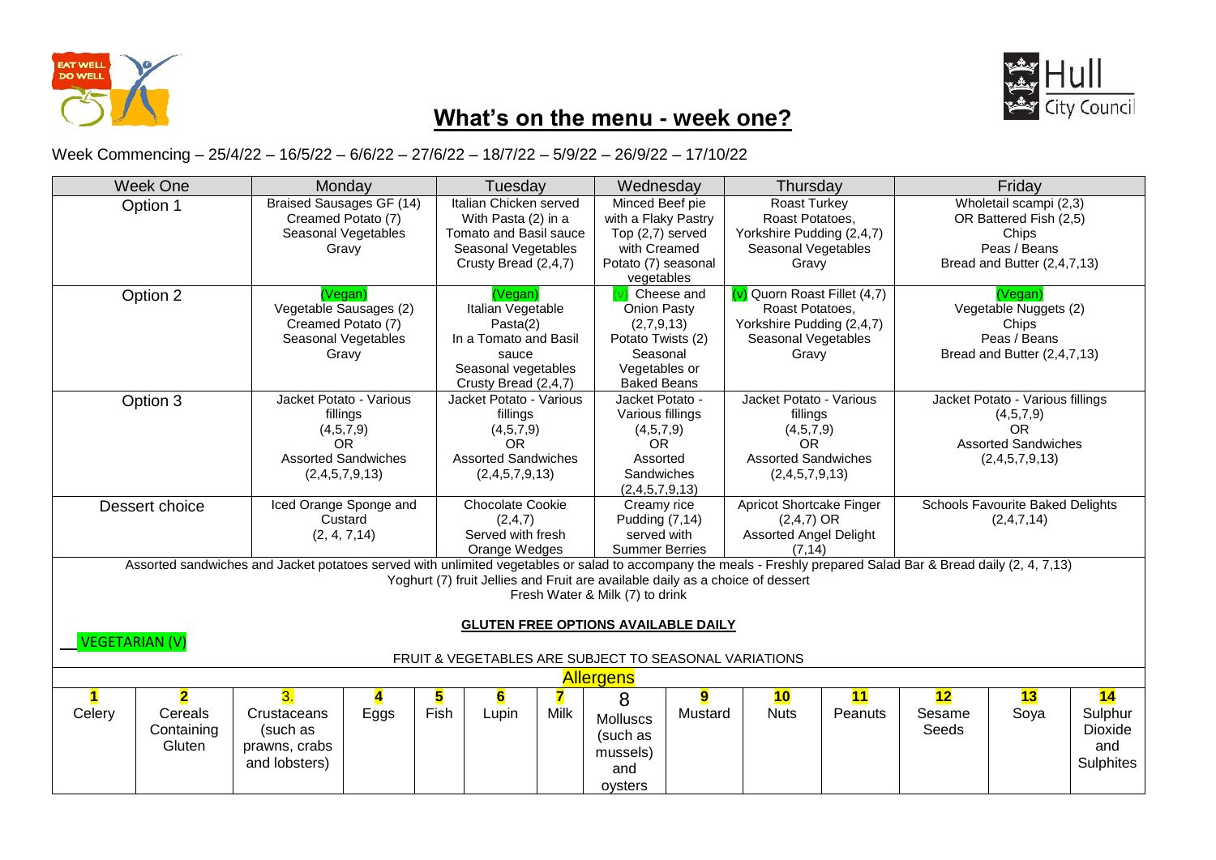# What's on the menu - week one?

Week Commencing – 25/4/22 – 16/5/22 – 6/6/22 – 27/6/22 – 18/7/22 – 5/9/22 – 26/9/22 – 17/10/22

| Week One | Monday | Tuesday | Wednesday | Thursday | Friday |
|---|---|---|---|---|---|
| Option 1 | Braised Sausages GF (14) Creamed Potato (7) Seasonal Vegetables Gravy | Italian Chicken served With Pasta (2) in a Tomato and Basil sauce Seasonal Vegetables Crusty Bread (2,4,7) | Minced Beef pie with a Flaky Pastry Top (2,7) served with Creamed Potato (7) seasonal vegetables | Roast Turkey Roast Potatoes, Yorkshire Pudding (2,4,7) Seasonal Vegetables Gravy | Wholetail scampi (2,3) OR Battered Fish (2,5) Chips Peas / Beans Bread and Butter (2,4,7,13) |
| Option 2 | (Vegan) Vegetable Sausages (2) Creamed Potato (7) Seasonal Vegetables Gravy | (Vegan) Italian Vegetable Pasta(2) In a Tomato and Basil sauce Seasonal vegetables Crusty Bread (2,4,7) | (v) Cheese and Onion Pasty (2,7,9,13) Potato Twists (2) Seasonal Vegetables or Baked Beans | (v) Quorn Roast Fillet (4,7) Roast Potatoes, Yorkshire Pudding (2,4,7) Seasonal Vegetables Gravy | (Vegan) Vegetable Nuggets (2) Chips Peas / Beans Bread and Butter (2,4,7,13) |
| Option 3 | Jacket Potato - Various fillings (4,5,7,9) OR Assorted Sandwiches (2,4,5,7,9,13) | Jacket Potato - Various fillings (4,5,7,9) OR Assorted Sandwiches (2,4,5,7,9,13) | Jacket Potato - Various fillings (4,5,7,9) OR Assorted Sandwiches (2,4,5,7,9,13) | Jacket Potato - Various fillings (4,5,7,9) OR Assorted Sandwiches (2,4,5,7,9,13) | Jacket Potato - Various fillings (4,5,7,9) OR Assorted Sandwiches (2,4,5,7,9,13) |
| Dessert choice | Iced Orange Sponge and Custard (2, 4, 7,14) | Chocolate Cookie (2,4,7) Served with fresh Orange Wedges | Creamy rice Pudding (7,14) served with Summer Berries | Apricot Shortcake Finger (2,4,7) OR Assorted Angel Delight (7,14) | Schools Favourite Baked Delights (2,4,7,14) |

Assorted sandwiches and Jacket potatoes served with unlimited vegetables or salad to accompany the meals - Freshly prepared Salad Bar & Bread daily (2, 4, 7,13)

Yoghurt (7) fruit Jellies and Fruit are available daily as a choice of dessert

Fresh Water & Milk (7) to drink

**GLUTEN FREE OPTIONS AVAILABLE DAILY**

VEGETARIAN (V)

FRUIT & VEGETABLES ARE SUBJECT TO SEASONAL VARIATIONS

**Allergens**

| 1 | 2 | 3. | 4 | 5 | 6 | 7 | 8 | 9 | 10 | 11 | 12 | 13 | 14 |
|---|---|---|---|---|---|---|---|---|---|---|---|---|---|
| Celery | Cereals Containing Gluten | Crustaceans (such as prawns, crabs and lobsters) | Eggs | Fish | Lupin | Milk | Molluscs (such as mussels) and oysters | Mustard | Nuts | Peanuts | Sesame Seeds | Soya | Sulphur Dioxide and Sulphites |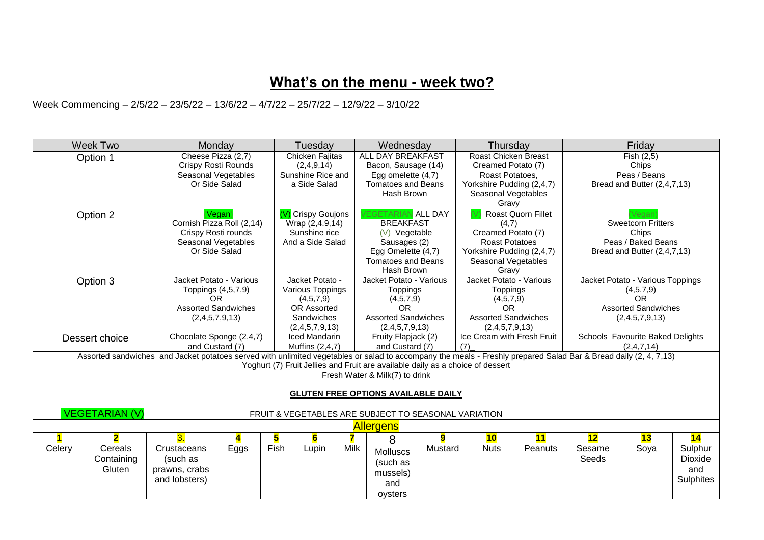# What's on the menu - week two?

Week Commencing – 2/5/22 – 23/5/22 – 13/6/22 – 4/7/22 – 25/7/22 – 12/9/22 – 3/10/22

| Week Two | Monday | Tuesday | Wednesday | Thursday | Friday |
|---|---|---|---|---|---|
| Option 1 | Cheese Pizza (2,7) Crispy Rosti Rounds Seasonal Vegetables Or Side Salad | Chicken Fajitas (2,4,9,14) Sunshine Rice and a Side Salad | ALL DAY BREAKFAST Bacon, Sausage (14) Egg omelette (4,7) Tomatoes and Beans Hash Brown | Roast Chicken Breast Creamed Potato (7) Roast Potatoes, Yorkshire Pudding (2,4,7) Seasonal Vegetables Gravy | Fish (2,5) Chips Peas / Beans Bread and Butter (2,4,7,13) |
| Option 2 | (Vegan) Cornish Pizza Roll (2,14) Crispy Rosti rounds Seasonal Vegetables Or Side Salad | (V) Crispy Goujons Wrap (2,4.9,14) Sunshine rice And a Side Salad | VEGETARIAN ALL DAY BREAKFAST (V) Vegetable Sausages (2) Egg Omelette (4,7) Tomatoes and Beans Hash Brown | (V) Roast Quorn Fillet (4,7) Creamed Potato (7) Roast Potatoes Yorkshire Pudding (2,4,7) Seasonal Vegetables Gravy | (Vegan) Sweetcorn Fritters Chips Peas / Baked Beans Bread and Butter (2,4,7,13) |
| Option 3 | Jacket Potato - Various Toppings (4,5,7,9) OR Assorted Sandwiches (2,4,5,7,9,13) | Jacket Potato - Various Toppings (4,5,7,9) OR Assorted Sandwiches (2,4,5,7,9,13) | Jacket Potato - Various Toppings (4,5,7,9) OR Assorted Sandwiches (2,4,5,7,9,13) | Jacket Potato - Various Toppings (4,5,7,9) OR Assorted Sandwiches (2,4,5,7,9,13) | Jacket Potato - Various Toppings (4,5,7,9) OR Assorted Sandwiches (2,4,5,7,9,13) |
| Dessert choice | Chocolate Sponge (2,4,7) and Custard (7) | Iced Mandarin Muffins (2,4,7) | Fruity Flapjack (2) and Custard (7) | Ice Cream with Fresh Fruit (7)_ | Schools Favourite Baked Delights (2,4,7,14) |

Assorted sandwiches and Jacket potatoes served with unlimited vegetables or salad to accompany the meals - Freshly prepared Salad Bar & Bread daily (2, 4, 7,13)

Yoghurt (7) Fruit Jellies and Fruit are available daily as a choice of dessert

Fresh Water & Milk(7) to drink

**GLUTEN FREE OPTIONS AVAILABLE DAILY**

VEGETARIAN (V)

FRUIT & VEGETABLES ARE SUBJECT TO SEASONAL VARIATION

**Allergens**

| 1 | 2 | 3. | 4 | 5 | 6 | 7 | 8 | 9 | 10 | 11 | 12 | 13 | 14 |
|---|---|---|---|---|---|---|---|---|---|---|---|---|---|
| Celery | Cereals Containing Gluten | Crustaceans (such as prawns, crabs and lobsters) | Eggs | Fish | Lupin | Milk | Molluscs (such as mussels) and oysters | Mustard | Nuts | Peanuts | Sesame Seeds | Soya | Sulphur Dioxide and Sulphites |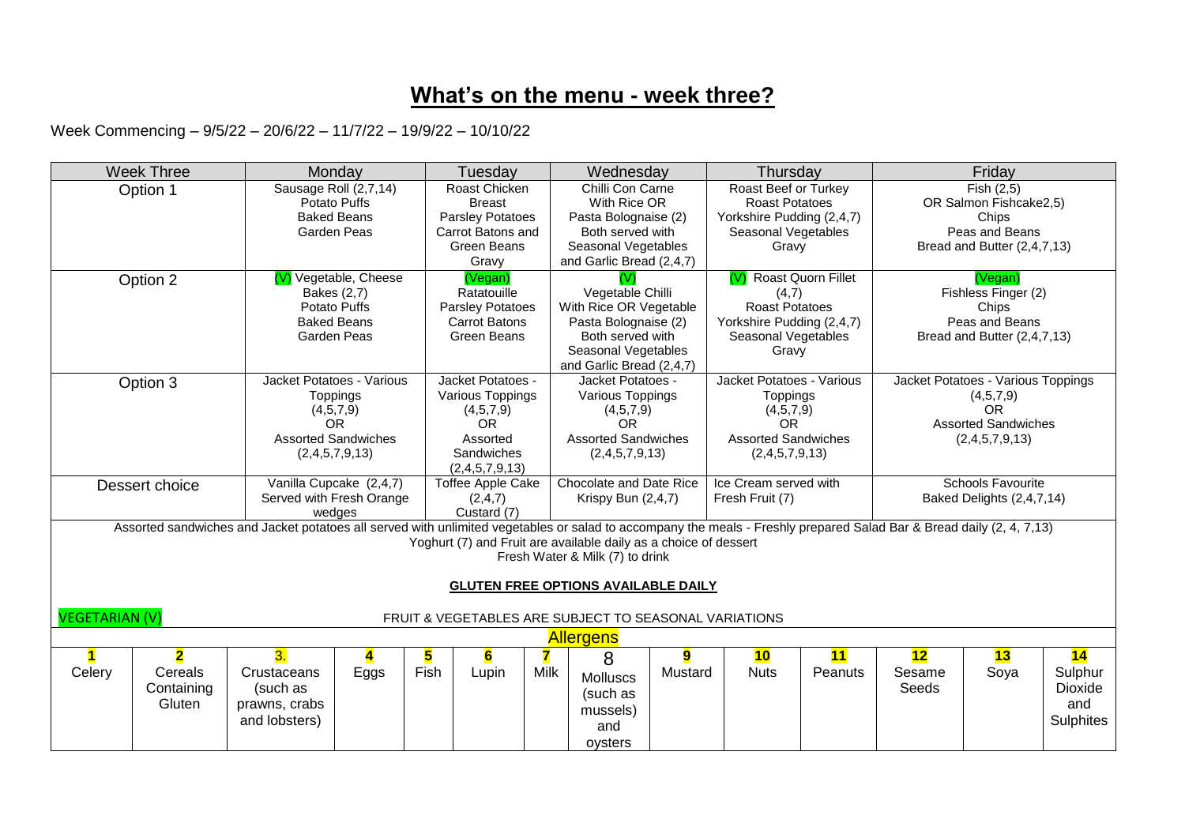# **What's on the menu - week three?**

Week Commencing – 9/5/22 – 20/6/22 – 11/7/22 – 19/9/22 – 10/10/22

| Week Three | Monday | Tuesday | Wednesday | Thursday | Friday |
|---|---|---|---|---|---|
| Option 1 | Sausage Roll (2,7,14) Potato Puffs Baked Beans Garden Peas | Roast Chicken Breast Parsley Potatoes Carrot Batons and Green Beans Gravy | Chilli Con Carne With Rice OR Pasta Bolognaise (2) Both served with Seasonal Vegetables and Garlic Bread (2,4,7) | Roast Beef or Turkey Roast Potatoes Yorkshire Pudding (2,4,7) Seasonal Vegetables Gravy | Fish (2,5) OR Salmon Fishcake2,5) Chips Peas and Beans Bread and Butter (2,4,7,13) |
| Option 2 | (V) Vegetable, Cheese Bakes (2,7) Potato Puffs Baked Beans Garden Peas | (Vegan) Ratatouille Parsley Potatoes Carrot Batons Green Beans | (V) Vegetable Chilli With Rice OR Vegetable Pasta Bolognaise (2) Both served with Seasonal Vegetables and Garlic Bread (2,4,7) | (V) Roast Quorn Fillet (4,7) Roast Potatoes Yorkshire Pudding (2,4,7) Seasonal Vegetables Gravy | (Vegan) Fishless Finger (2) Chips Peas and Beans Bread and Butter (2,4,7,13) |
| Option 3 | Jacket Potatoes - Various Toppings (4,5,7,9) OR Assorted Sandwiches (2,4,5,7,9,13) | Jacket Potatoes - Various Toppings (4,5,7,9) OR Assorted Sandwiches (2,4,5,7,9,13) | Jacket Potatoes - Various Toppings (4,5,7,9) OR Assorted Sandwiches (2,4,5,7,9,13) | Jacket Potatoes - Various Toppings (4,5,7,9) OR Assorted Sandwiches (2,4,5,7,9,13) | Jacket Potatoes - Various Toppings (4,5,7,9) OR Assorted Sandwiches (2,4,5,7,9,13) |
| Dessert choice | Vanilla Cupcake (2,4,7) Served with Fresh Orange wedges | Toffee Apple Cake (2,4,7) Custard (7) | Chocolate and Date Rice Krispy Bun (2,4,7) | Ice Cream served with Fresh Fruit (7) | Schools Favourite Baked Delights (2,4,7,14) |

Assorted sandwiches and Jacket potatoes all served with unlimited vegetables or salad to accompany the meals - Freshly prepared Salad Bar & Bread daily (2, 4, 7,13)

Yoghurt (7) and Fruit are available daily as a choice of dessert

Fresh Water & Milk (7) to drink

**GLUTEN FREE OPTIONS AVAILABLE DAILY**

VEGETARIAN (V)

FRUIT & VEGETABLES ARE SUBJECT TO SEASONAL VARIATIONS

**Allergens**

| 1 | 2 | 3. | 4 | 5 | 6 | 7 | 8 | 9 | 10 | 11 | 12 | 13 | 14 |
|---|---|---|---|---|---|---|---|---|---|---|---|---|---|
| Celery | Cereals Containing Gluten | Crustaceans (such as prawns, crabs and lobsters) | Eggs | Fish | Lupin | Milk | Molluscs (such as mussels) and oysters | Mustard | Nuts | Peanuts | Sesame Seeds | Soya | Sulphur Dioxide and Sulphites |